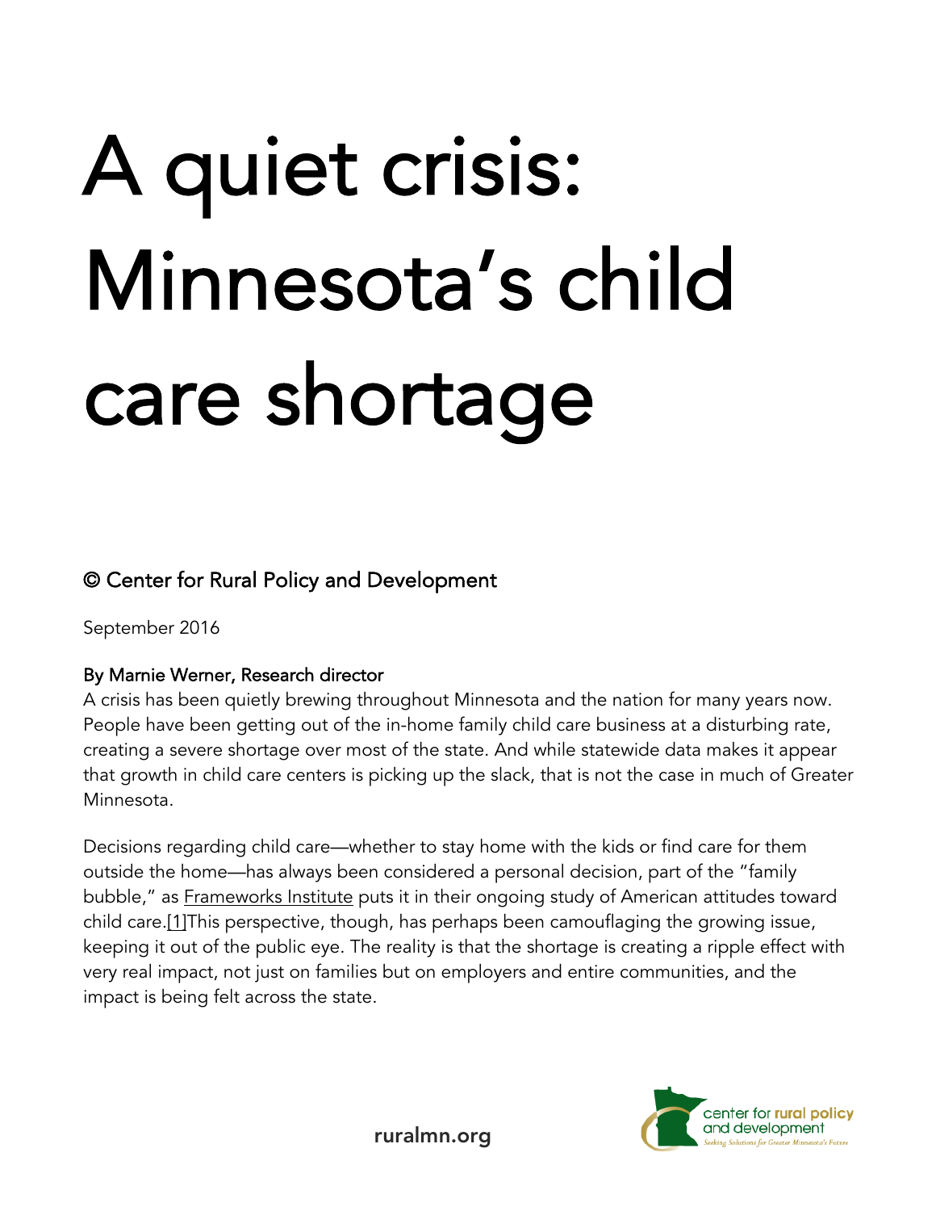# A quiet crisis: Minnesota's child care shortage

© Center for Rural Policy and Development

September 2016

By Marnie Werner, Research director

A crisis has been quietly brewing throughout Minnesota and the nation for many years now. People have been getting out of the in-home family child care business at a disturbing rate, creating a severe shortage over most of the state. And while statewide data makes it appear that growth in child care centers is picking up the slack, that is not the case in much of Greater Minnesota.

Decisions regarding child care—whether to stay home with the kids or find care for them outside the home—has always been considered a personal decision, part of the "family bubble," as Frameworks Institute puts it in their ongoing study of American attitudes toward child care.[1]This perspective, though, has perhaps been camouflaging the growing issue, keeping it out of the public eye. The reality is that the shortage is creating a ripple effect with very real impact, not just on families but on employers and entire communities, and the impact is being felt across the state.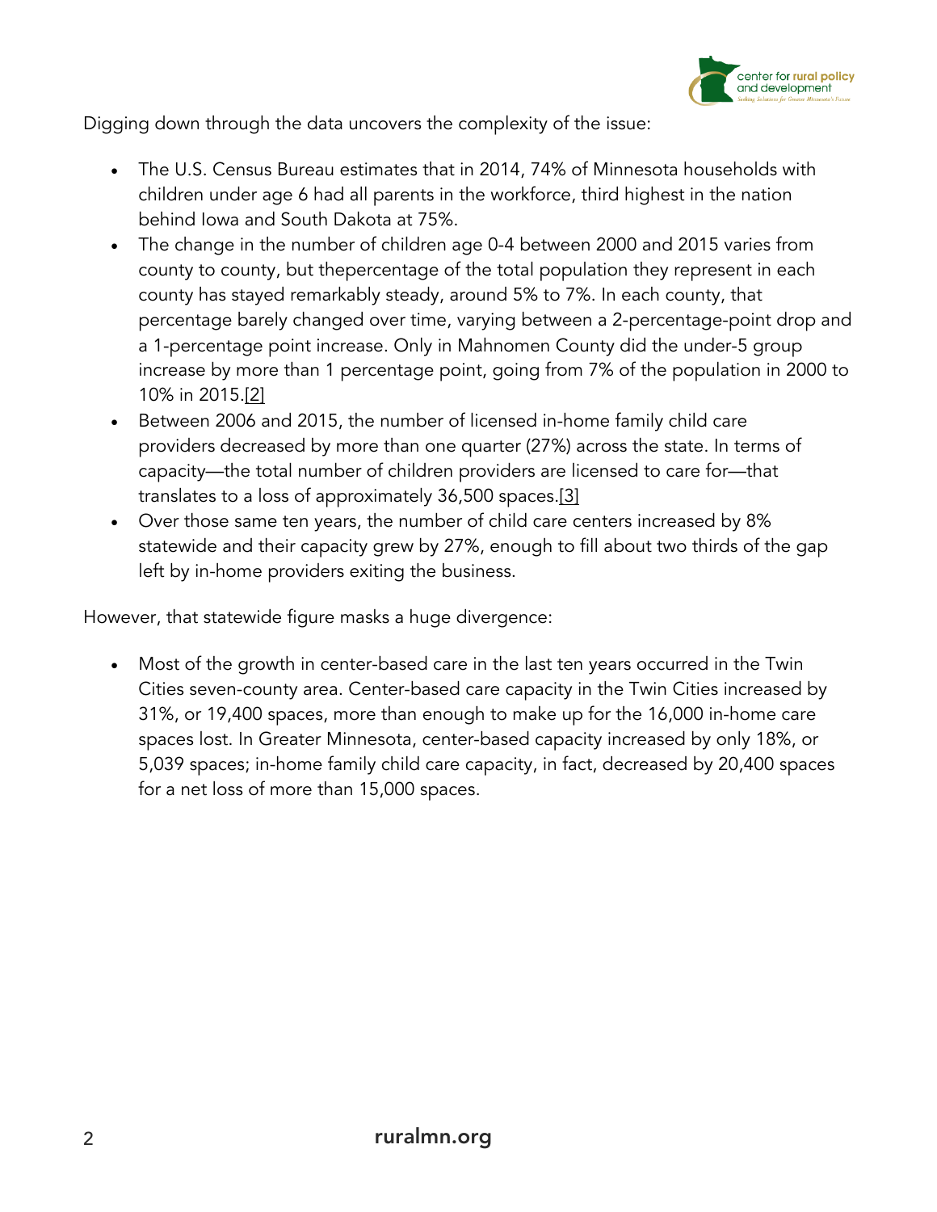Digging down through the data uncovers the complexity of the issue:

- The U.S. Census Bureau estimates that in 2014, 74% of Minnesota households with children under age 6 had all parents in the workforce, third highest in the nation behind Iowa and South Dakota at 75%.
- The change in the number of children age 0-4 between 2000 and 2015 varies from county to county, but thepercentage of the total population they represent in each county has stayed remarkably steady, around 5% to 7%. In each county, that percentage barely changed over time, varying between a 2-percentage-point drop and a 1-percentage point increase. Only in Mahnomen County did the under-5 group increase by more than 1 percentage point, going from 7% of the population in 2000 to 10% in 2015.[2]
- Between 2006 and 2015, the number of licensed in-home family child care providers decreased by more than one quarter (27%) across the state. In terms of capacity—the total number of children providers are licensed to care for—that translates to a loss of approximately 36,500 spaces.[3]
- Over those same ten years, the number of child care centers increased by 8% statewide and their capacity grew by 27%, enough to fill about two thirds of the gap left by in-home providers exiting the business.

However, that statewide figure masks a huge divergence:

- Most of the growth in center-based care in the last ten years occurred in the Twin Cities seven-county area. Center-based care capacity in the Twin Cities increased by 31%, or 19,400 spaces, more than enough to make up for the 16,000 in-home care spaces lost. In Greater Minnesota, center-based capacity increased by only 18%, or 5,039 spaces; in-home family child care capacity, in fact, decreased by 20,400 spaces for a net loss of more than 15,000 spaces.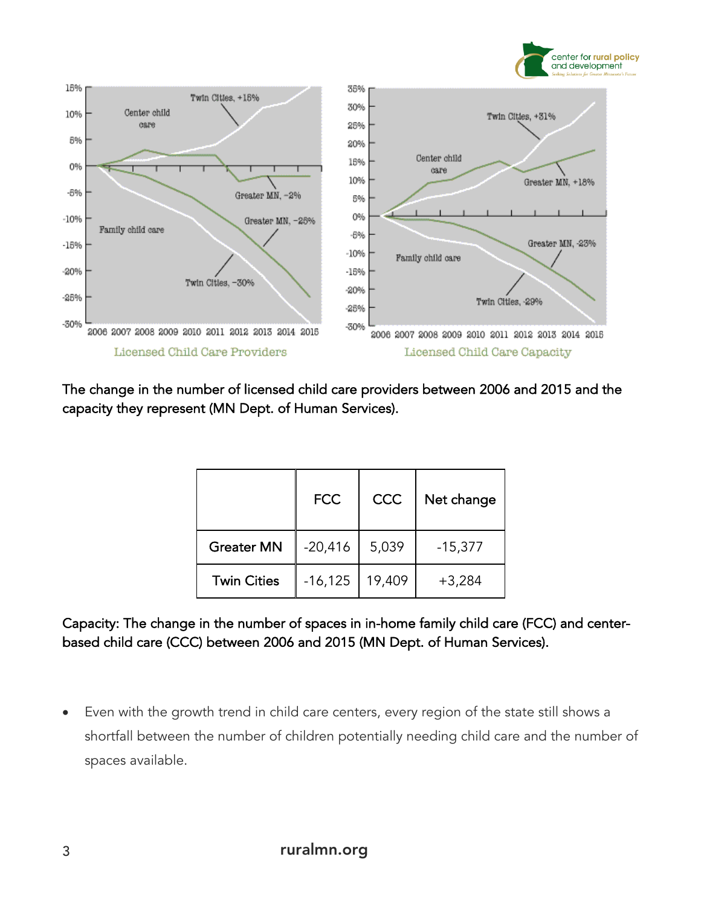The change in the number of licensed child care providers between 2006 and 2015 and the capacity they represent (MN Dept. of Human Services).

| | FCC | CCC | Net change |
|---|---|---|---|
| Greater MN | -20,416 | 5,039 | -15,377 |
| Twin Cities | -16,125 | 19,409 | +3,284 |

Capacity: The change in the number of spaces in in-home family child care (FCC) and center-based child care (CCC) between 2006 and 2015 (MN Dept. of Human Services).

- Even with the growth trend in child care centers, every region of the state still shows a shortfall between the number of children potentially needing child care and the number of spaces available.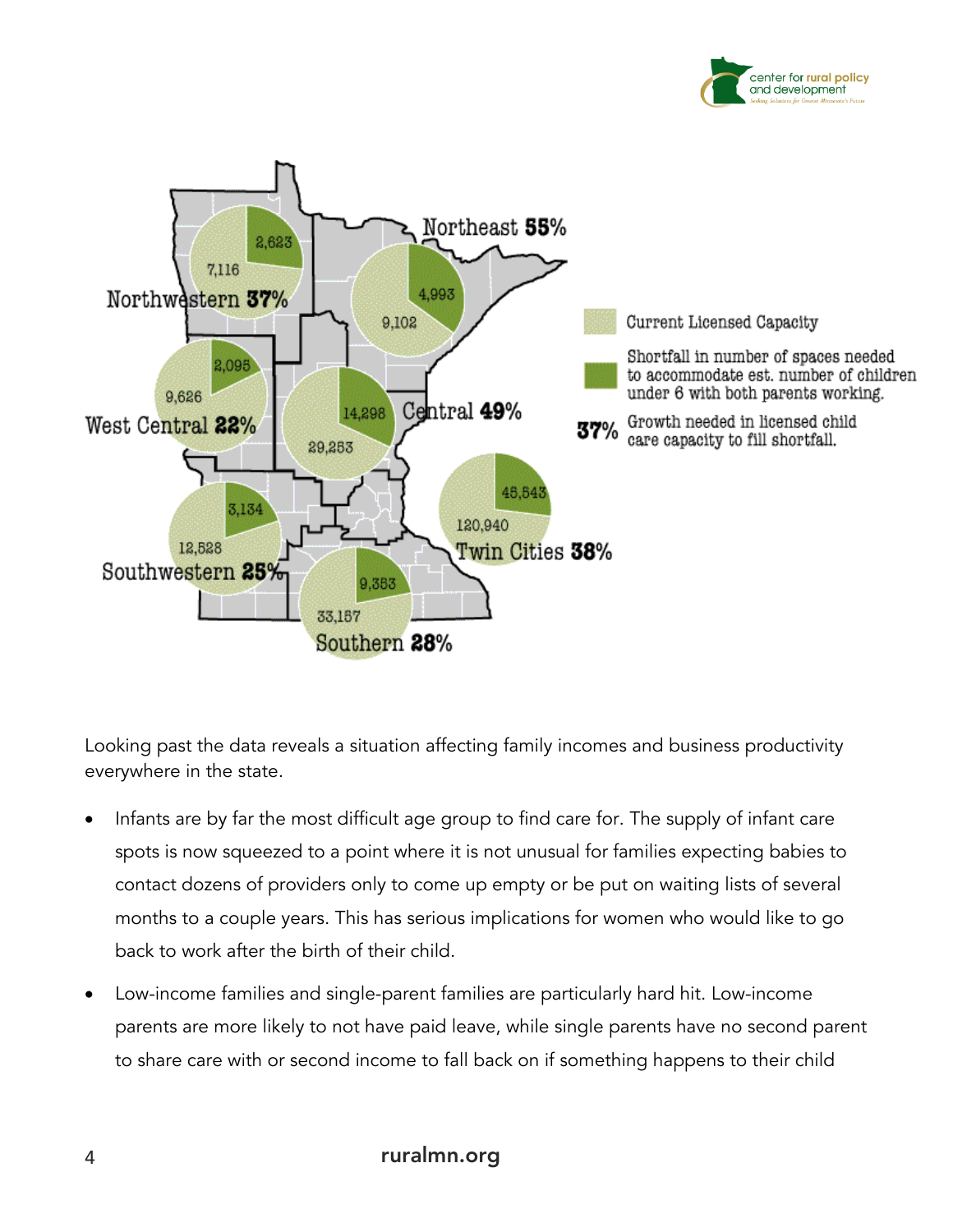| Region | Current Licensed Capacity | Shortfall in number of spaces needed to accommodate est. number of children under 6 with both parents working. | Growth needed in licensed child care capacity to fill shortfall. |
|---|---|---|---|
| Northwestern | 7,116 | 2,623 | 37% |
| Northeast | 9,102 | 4,993 | 55% |
| West Central | 9,626 | 2,095 | 22% |
| Central | 29,253 | 14,298 | 49% |
| Twin Cities | 120,940 | 45,543 | 38% |
| Southwestern | 12,528 | 3,134 | 25% |
| Southern | 33,157 | 9,353 | 28% |

Looking past the data reveals a situation affecting family incomes and business productivity everywhere in the state.

- Infants are by far the most difficult age group to find care for. The supply of infant care spots is now squeezed to a point where it is not unusual for families expecting babies to contact dozens of providers only to come up empty or be put on waiting lists of several months to a couple years. This has serious implications for women who would like to go back to work after the birth of their child.
- Low-income families and single-parent families are particularly hard hit. Low-income parents are more likely to not have paid leave, while single parents have no second parent to share care with or second income to fall back on if something happens to their child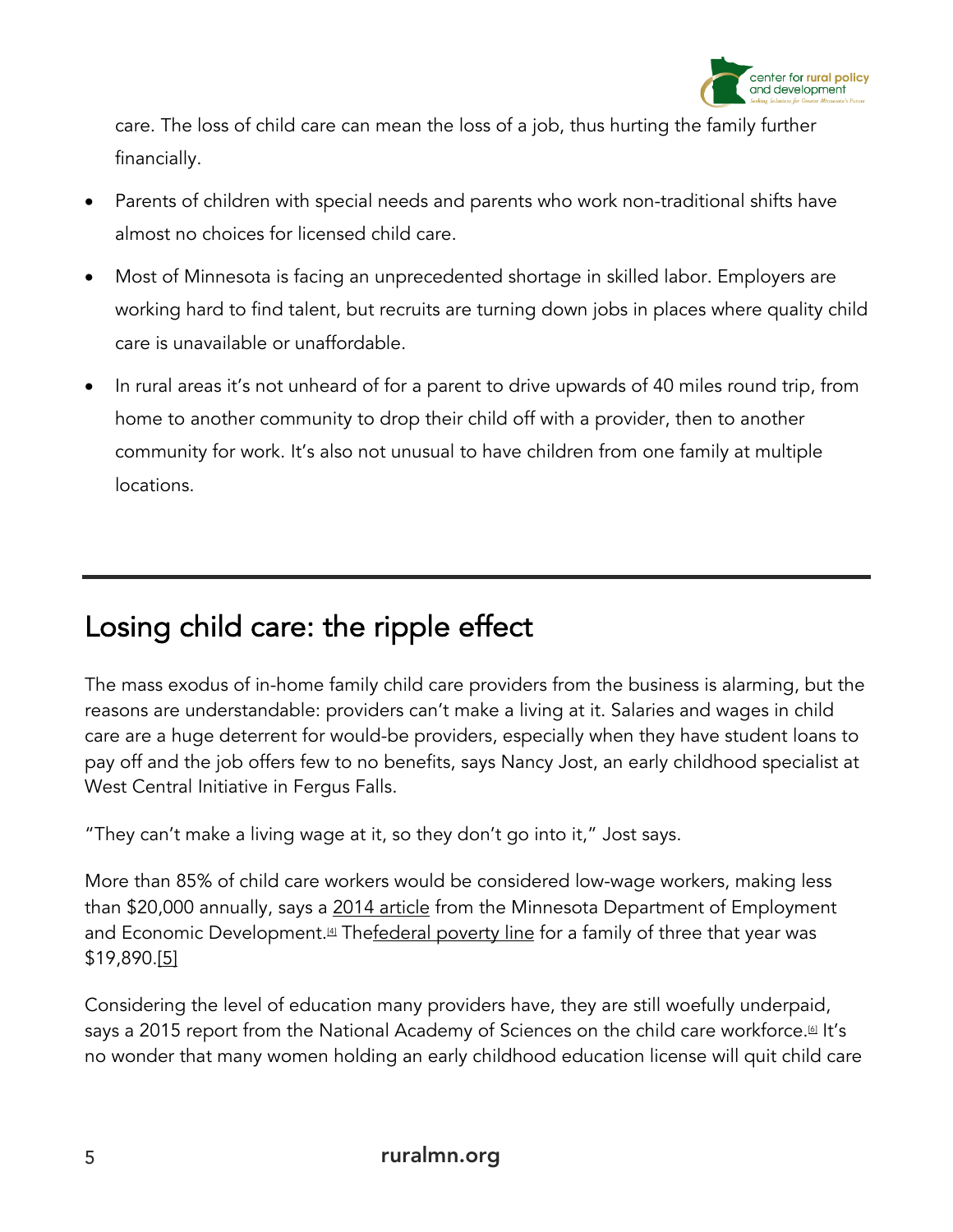care. The loss of child care can mean the loss of a job, thus hurting the family further financially.

- Parents of children with special needs and parents who work non-traditional shifts have almost no choices for licensed child care.
- Most of Minnesota is facing an unprecedented shortage in skilled labor. Employers are working hard to find talent, but recruits are turning down jobs in places where quality child care is unavailable or unaffordable.
- In rural areas it's not unheard of for a parent to drive upwards of 40 miles round trip, from home to another community to drop their child off with a provider, then to another community for work. It's also not unusual to have children from one family at multiple locations.

---

## Losing child care: the ripple effect

The mass exodus of in-home family child care providers from the business is alarming, but the reasons are understandable: providers can't make a living at it. Salaries and wages in child care are a huge deterrent for would-be providers, especially when they have student loans to pay off and the job offers few to no benefits, says Nancy Jost, an early childhood specialist at West Central Initiative in Fergus Falls.

"They can't make a living wage at it, so they don't go into it," Jost says.

More than 85% of child care workers would be considered low-wage workers, making less than $20,000 annually, says a 2014 article from the Minnesota Department of Employment and Economic Development.[4] Thefederal poverty line for a family of three that year was $19,890.[5]

Considering the level of education many providers have, they are still woefully underpaid, says a 2015 report from the National Academy of Sciences on the child care workforce.[6] It's no wonder that many women holding an early childhood education license will quit child care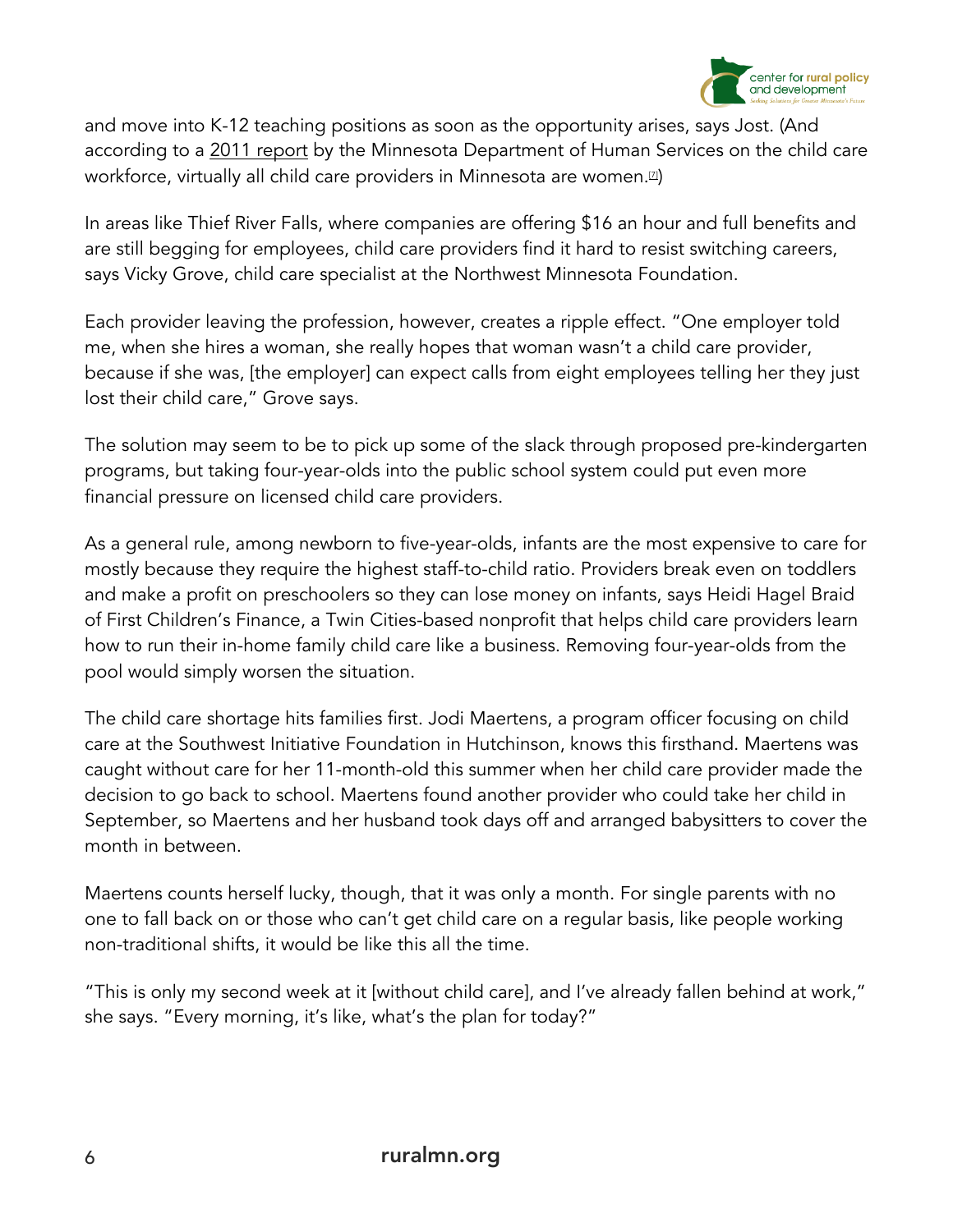and move into K-12 teaching positions as soon as the opportunity arises, says Jost. (And according to a 2011 report by the Minnesota Department of Human Services on the child care workforce, virtually all child care providers in Minnesota are women.[7])

In areas like Thief River Falls, where companies are offering $16 an hour and full benefits and are still begging for employees, child care providers find it hard to resist switching careers, says Vicky Grove, child care specialist at the Northwest Minnesota Foundation.

Each provider leaving the profession, however, creates a ripple effect. "One employer told me, when she hires a woman, she really hopes that woman wasn't a child care provider, because if she was, [the employer] can expect calls from eight employees telling her they just lost their child care," Grove says.

The solution may seem to be to pick up some of the slack through proposed pre-kindergarten programs, but taking four-year-olds into the public school system could put even more financial pressure on licensed child care providers.

As a general rule, among newborn to five-year-olds, infants are the most expensive to care for mostly because they require the highest staff-to-child ratio. Providers break even on toddlers and make a profit on preschoolers so they can lose money on infants, says Heidi Hagel Braid of First Children's Finance, a Twin Cities-based nonprofit that helps child care providers learn how to run their in-home family child care like a business. Removing four-year-olds from the pool would simply worsen the situation.

The child care shortage hits families first. Jodi Maertens, a program officer focusing on child care at the Southwest Initiative Foundation in Hutchinson, knows this firsthand. Maertens was caught without care for her 11-month-old this summer when her child care provider made the decision to go back to school. Maertens found another provider who could take her child in September, so Maertens and her husband took days off and arranged babysitters to cover the month in between.

Maertens counts herself lucky, though, that it was only a month. For single parents with no one to fall back on or those who can't get child care on a regular basis, like people working non-traditional shifts, it would be like this all the time.

"This is only my second week at it [without child care], and I've already fallen behind at work," she says. "Every morning, it's like, what's the plan for today?"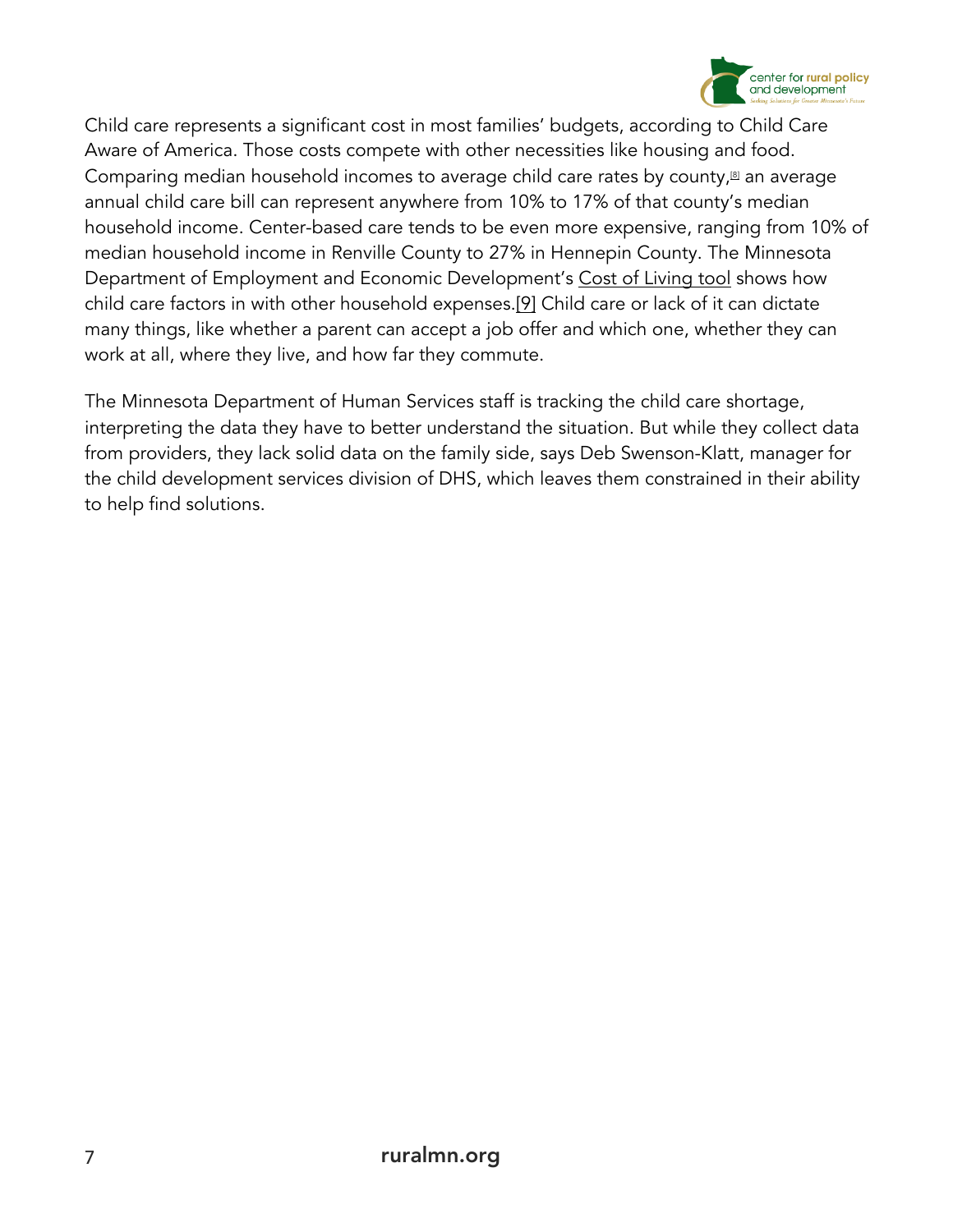Child care represents a significant cost in most families' budgets, according to Child Care Aware of America. Those costs compete with other necessities like housing and food. Comparing median household incomes to average child care rates by county,[8] an average annual child care bill can represent anywhere from 10% to 17% of that county's median household income. Center-based care tends to be even more expensive, ranging from 10% of median household income in Renville County to 27% in Hennepin County. The Minnesota Department of Employment and Economic Development's Cost of Living tool shows how child care factors in with other household expenses.[9] Child care or lack of it can dictate many things, like whether a parent can accept a job offer and which one, whether they can work at all, where they live, and how far they commute.

The Minnesota Department of Human Services staff is tracking the child care shortage, interpreting the data they have to better understand the situation. But while they collect data from providers, they lack solid data on the family side, says Deb Swenson-Klatt, manager for the child development services division of DHS, which leaves them constrained in their ability to help find solutions.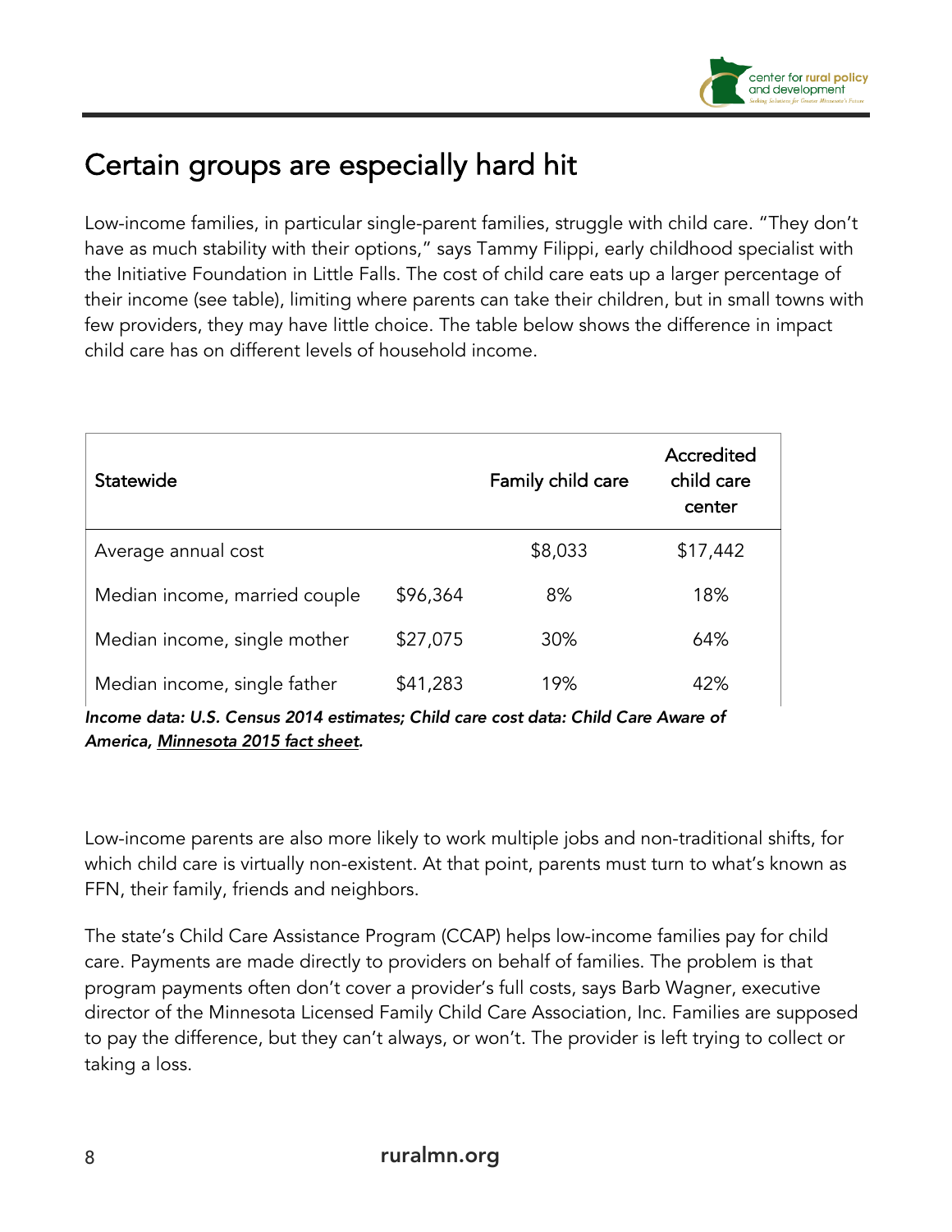## Certain groups are especially hard hit

Low-income families, in particular single-parent families, struggle with child care. "They don't have as much stability with their options," says Tammy Filippi, early childhood specialist with the Initiative Foundation in Little Falls. The cost of child care eats up a larger percentage of their income (see table), limiting where parents can take their children, but in small towns with few providers, they may have little choice. The table below shows the difference in impact child care has on different levels of household income.

| Statewide | | Family child care | Accredited child care center |
|---|---|---|---|
| Average annual cost | | $8,033 | $17,442 |
| Median income, married couple | $96,364 | 8% | 18% |
| Median income, single mother | $27,075 | 30% | 64% |
| Median income, single father | $41,283 | 19% | 42% |

***Income data: U.S. Census 2014 estimates; Child care cost data: Child Care Aware of America, Minnesota 2015 fact sheet.***

Low-income parents are also more likely to work multiple jobs and non-traditional shifts, for which child care is virtually non-existent. At that point, parents must turn to what's known as FFN, their family, friends and neighbors.

The state's Child Care Assistance Program (CCAP) helps low-income families pay for child care. Payments are made directly to providers on behalf of families. The problem is that program payments often don't cover a provider's full costs, says Barb Wagner, executive director of the Minnesota Licensed Family Child Care Association, Inc. Families are supposed to pay the difference, but they can't always, or won't. The provider is left trying to collect or taking a loss.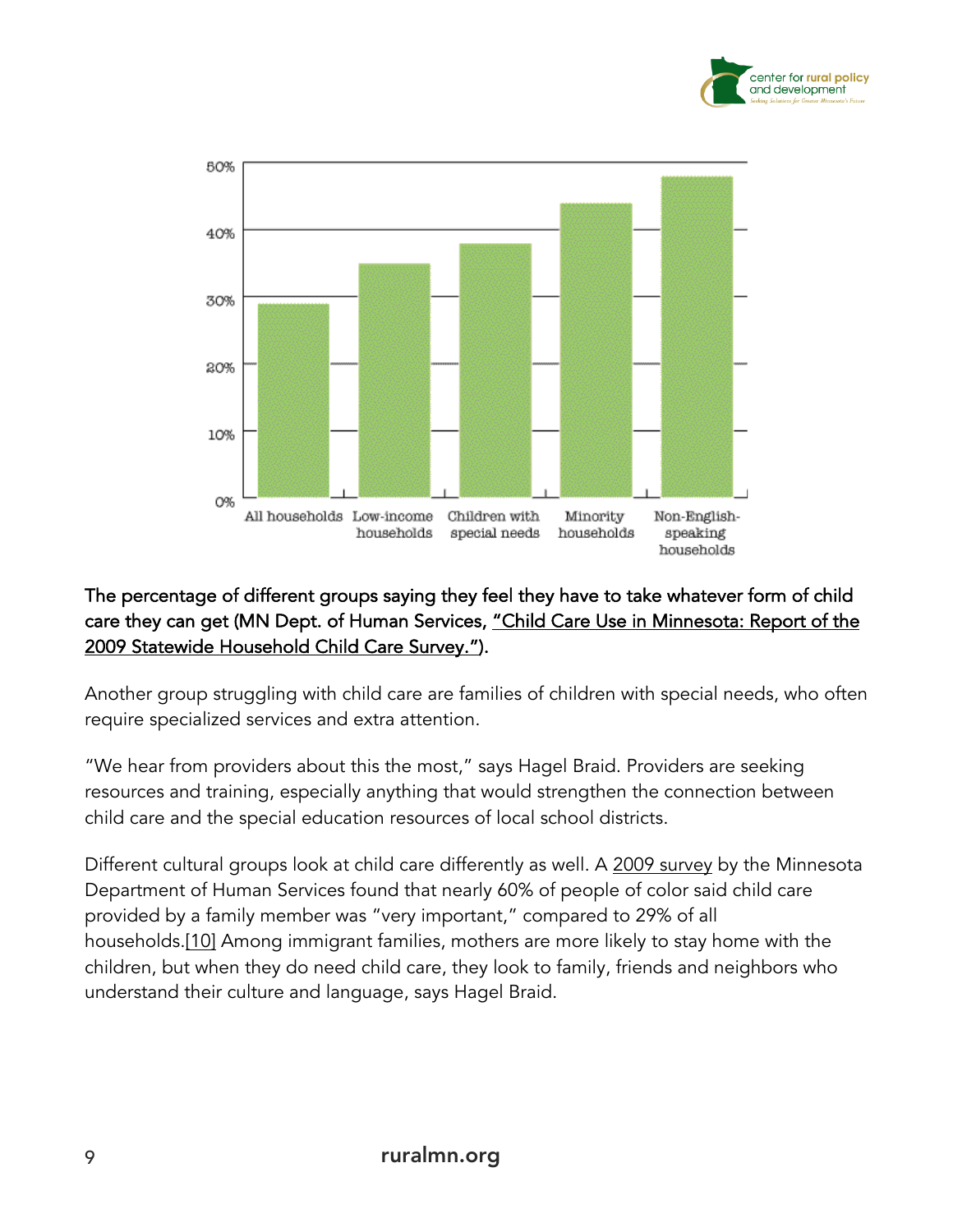The percentage of different groups saying they feel they have to take whatever form of child care they can get (MN Dept. of Human Services, "Child Care Use in Minnesota: Report of the 2009 Statewide Household Child Care Survey.").

Another group struggling with child care are families of children with special needs, who often require specialized services and extra attention.

"We hear from providers about this the most," says Hagel Braid. Providers are seeking resources and training, especially anything that would strengthen the connection between child care and the special education resources of local school districts.

Different cultural groups look at child care differently as well. A 2009 survey by the Minnesota Department of Human Services found that nearly 60% of people of color said child care provided by a family member was "very important," compared to 29% of all households.[10] Among immigrant families, mothers are more likely to stay home with the children, but when they do need child care, they look to family, friends and neighbors who understand their culture and language, says Hagel Braid.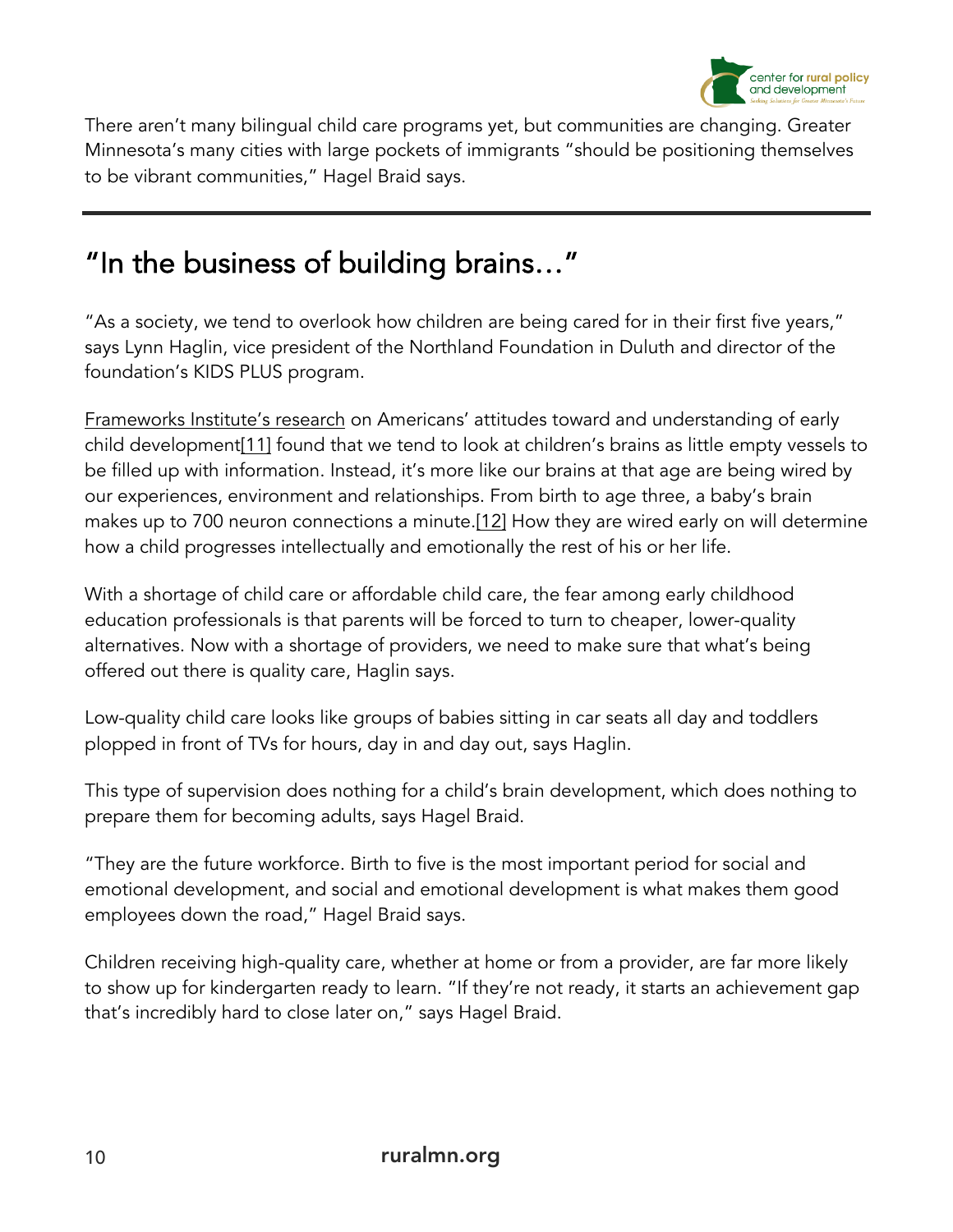There aren't many bilingual child care programs yet, but communities are changing. Greater Minnesota's many cities with large pockets of immigrants "should be positioning themselves to be vibrant communities," Hagel Braid says.

---

## "In the business of building brains…"

"As a society, we tend to overlook how children are being cared for in their first five years," says Lynn Haglin, vice president of the Northland Foundation in Duluth and director of the foundation's KIDS PLUS program.

Frameworks Institute's research on Americans' attitudes toward and understanding of early child development[11] found that we tend to look at children's brains as little empty vessels to be filled up with information. Instead, it's more like our brains at that age are being wired by our experiences, environment and relationships. From birth to age three, a baby's brain makes up to 700 neuron connections a minute.[12] How they are wired early on will determine how a child progresses intellectually and emotionally the rest of his or her life.

With a shortage of child care or affordable child care, the fear among early childhood education professionals is that parents will be forced to turn to cheaper, lower-quality alternatives. Now with a shortage of providers, we need to make sure that what's being offered out there is quality care, Haglin says.

Low-quality child care looks like groups of babies sitting in car seats all day and toddlers plopped in front of TVs for hours, day in and day out, says Haglin.

This type of supervision does nothing for a child's brain development, which does nothing to prepare them for becoming adults, says Hagel Braid.

"They are the future workforce. Birth to five is the most important period for social and emotional development, and social and emotional development is what makes them good employees down the road," Hagel Braid says.

Children receiving high-quality care, whether at home or from a provider, are far more likely to show up for kindergarten ready to learn. "If they're not ready, it starts an achievement gap that's incredibly hard to close later on," says Hagel Braid.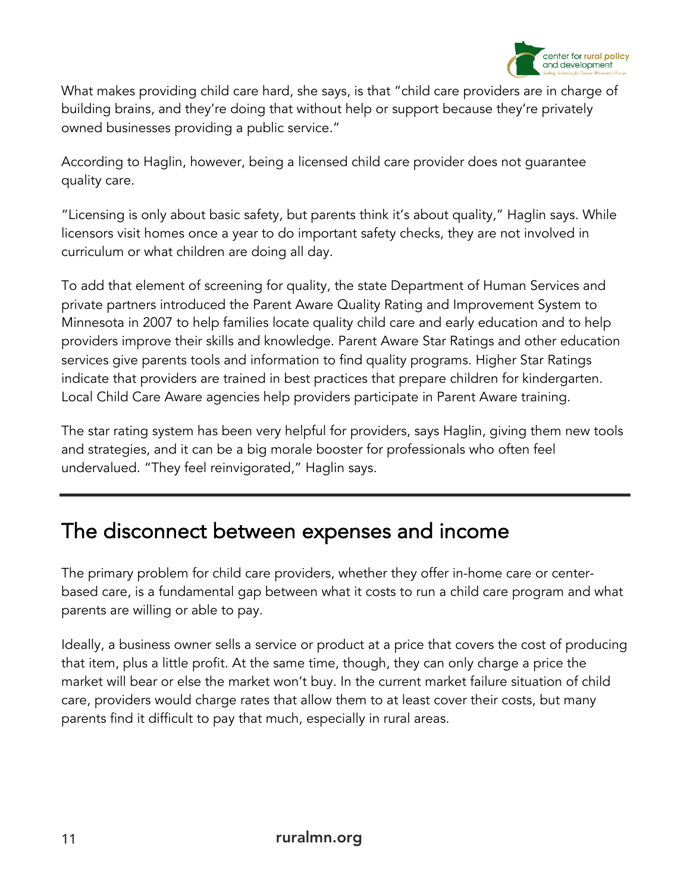What makes providing child care hard, she says, is that "child care providers are in charge of building brains, and they're doing that without help or support because they're privately owned businesses providing a public service."

According to Haglin, however, being a licensed child care provider does not guarantee quality care.

"Licensing is only about basic safety, but parents think it's about quality," Haglin says. While licensors visit homes once a year to do important safety checks, they are not involved in curriculum or what children are doing all day.

To add that element of screening for quality, the state Department of Human Services and private partners introduced the Parent Aware Quality Rating and Improvement System to Minnesota in 2007 to help families locate quality child care and early education and to help providers improve their skills and knowledge. Parent Aware Star Ratings and other education services give parents tools and information to find quality programs. Higher Star Ratings indicate that providers are trained in best practices that prepare children for kindergarten. Local Child Care Aware agencies help providers participate in Parent Aware training.

The star rating system has been very helpful for providers, says Haglin, giving them new tools and strategies, and it can be a big morale booster for professionals who often feel undervalued. "They feel reinvigorated," Haglin says.

---

## The disconnect between expenses and income

The primary problem for child care providers, whether they offer in-home care or center-based care, is a fundamental gap between what it costs to run a child care program and what parents are willing or able to pay.

Ideally, a business owner sells a service or product at a price that covers the cost of producing that item, plus a little profit. At the same time, though, they can only charge a price the market will bear or else the market won't buy. In the current market failure situation of child care, providers would charge rates that allow them to at least cover their costs, but many parents find it difficult to pay that much, especially in rural areas.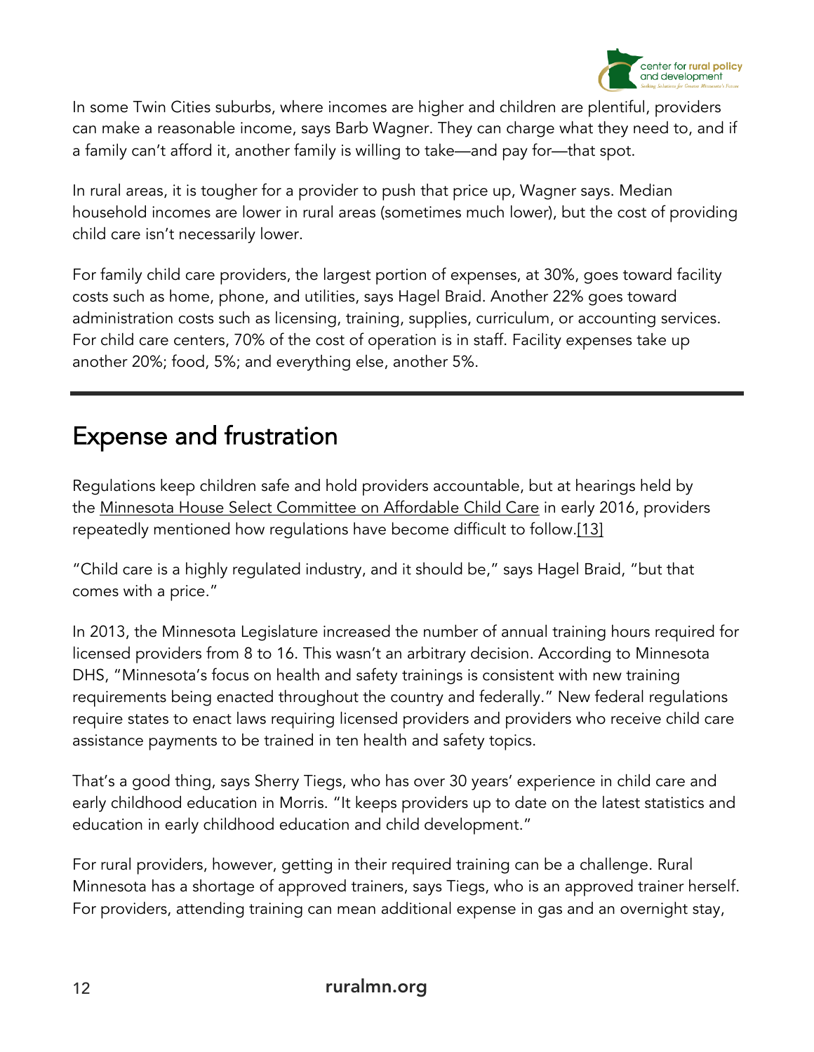In some Twin Cities suburbs, where incomes are higher and children are plentiful, providers can make a reasonable income, says Barb Wagner. They can charge what they need to, and if a family can't afford it, another family is willing to take—and pay for—that spot.

In rural areas, it is tougher for a provider to push that price up, Wagner says. Median household incomes are lower in rural areas (sometimes much lower), but the cost of providing child care isn't necessarily lower.

For family child care providers, the largest portion of expenses, at 30%, goes toward facility costs such as home, phone, and utilities, says Hagel Braid. Another 22% goes toward administration costs such as licensing, training, supplies, curriculum, or accounting services. For child care centers, 70% of the cost of operation is in staff. Facility expenses take up another 20%; food, 5%; and everything else, another 5%.

## Expense and frustration

Regulations keep children safe and hold providers accountable, but at hearings held by the Minnesota House Select Committee on Affordable Child Care in early 2016, providers repeatedly mentioned how regulations have become difficult to follow.[13]

"Child care is a highly regulated industry, and it should be," says Hagel Braid, "but that comes with a price."

In 2013, the Minnesota Legislature increased the number of annual training hours required for licensed providers from 8 to 16. This wasn't an arbitrary decision. According to Minnesota DHS, "Minnesota's focus on health and safety trainings is consistent with new training requirements being enacted throughout the country and federally." New federal regulations require states to enact laws requiring licensed providers and providers who receive child care assistance payments to be trained in ten health and safety topics.

That's a good thing, says Sherry Tiegs, who has over 30 years' experience in child care and early childhood education in Morris. "It keeps providers up to date on the latest statistics and education in early childhood education and child development."

For rural providers, however, getting in their required training can be a challenge. Rural Minnesota has a shortage of approved trainers, says Tiegs, who is an approved trainer herself. For providers, attending training can mean additional expense in gas and an overnight stay,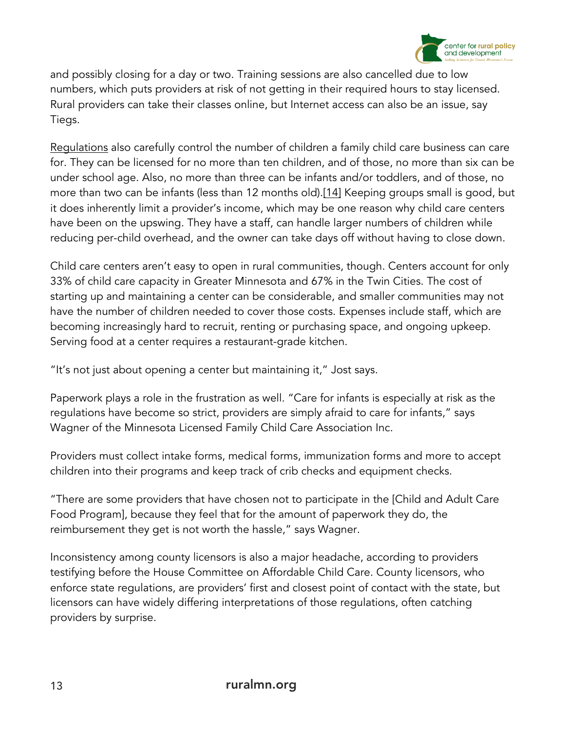and possibly closing for a day or two. Training sessions are also cancelled due to low numbers, which puts providers at risk of not getting in their required hours to stay licensed. Rural providers can take their classes online, but Internet access can also be an issue, say Tiegs.

Regulations also carefully control the number of children a family child care business can care for. They can be licensed for no more than ten children, and of those, no more than six can be under school age. Also, no more than three can be infants and/or toddlers, and of those, no more than two can be infants (less than 12 months old).[14] Keeping groups small is good, but it does inherently limit a provider's income, which may be one reason why child care centers have been on the upswing. They have a staff, can handle larger numbers of children while reducing per-child overhead, and the owner can take days off without having to close down.

Child care centers aren't easy to open in rural communities, though. Centers account for only 33% of child care capacity in Greater Minnesota and 67% in the Twin Cities. The cost of starting up and maintaining a center can be considerable, and smaller communities may not have the number of children needed to cover those costs. Expenses include staff, which are becoming increasingly hard to recruit, renting or purchasing space, and ongoing upkeep. Serving food at a center requires a restaurant-grade kitchen.

"It's not just about opening a center but maintaining it," Jost says.

Paperwork plays a role in the frustration as well. "Care for infants is especially at risk as the regulations have become so strict, providers are simply afraid to care for infants," says Wagner of the Minnesota Licensed Family Child Care Association Inc.

Providers must collect intake forms, medical forms, immunization forms and more to accept children into their programs and keep track of crib checks and equipment checks.

"There are some providers that have chosen not to participate in the [Child and Adult Care Food Program], because they feel that for the amount of paperwork they do, the reimbursement they get is not worth the hassle," says Wagner.

Inconsistency among county licensors is also a major headache, according to providers testifying before the House Committee on Affordable Child Care. County licensors, who enforce state regulations, are providers' first and closest point of contact with the state, but licensors can have widely differing interpretations of those regulations, often catching providers by surprise.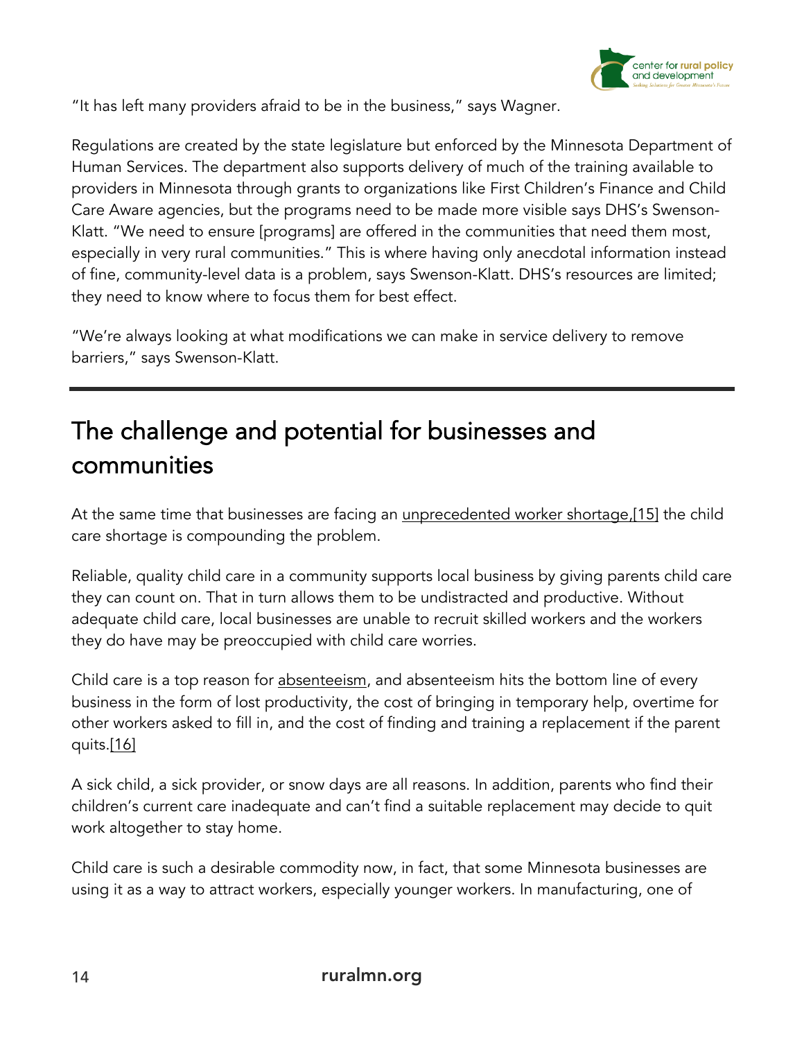"It has left many providers afraid to be in the business," says Wagner.

Regulations are created by the state legislature but enforced by the Minnesota Department of Human Services. The department also supports delivery of much of the training available to providers in Minnesota through grants to organizations like First Children's Finance and Child Care Aware agencies, but the programs need to be made more visible says DHS's Swenson-Klatt. "We need to ensure [programs] are offered in the communities that need them most, especially in very rural communities." This is where having only anecdotal information instead of fine, community-level data is a problem, says Swenson-Klatt. DHS's resources are limited; they need to know where to focus them for best effect.

"We're always looking at what modifications we can make in service delivery to remove barriers," says Swenson-Klatt.

---

## The challenge and potential for businesses and communities

At the same time that businesses are facing an unprecedented worker shortage,[15] the child care shortage is compounding the problem.

Reliable, quality child care in a community supports local business by giving parents child care they can count on. That in turn allows them to be undistracted and productive. Without adequate child care, local businesses are unable to recruit skilled workers and the workers they do have may be preoccupied with child care worries.

Child care is a top reason for absenteeism, and absenteeism hits the bottom line of every business in the form of lost productivity, the cost of bringing in temporary help, overtime for other workers asked to fill in, and the cost of finding and training a replacement if the parent quits.[16]

A sick child, a sick provider, or snow days are all reasons. In addition, parents who find their children's current care inadequate and can't find a suitable replacement may decide to quit work altogether to stay home.

Child care is such a desirable commodity now, in fact, that some Minnesota businesses are using it as a way to attract workers, especially younger workers. In manufacturing, one of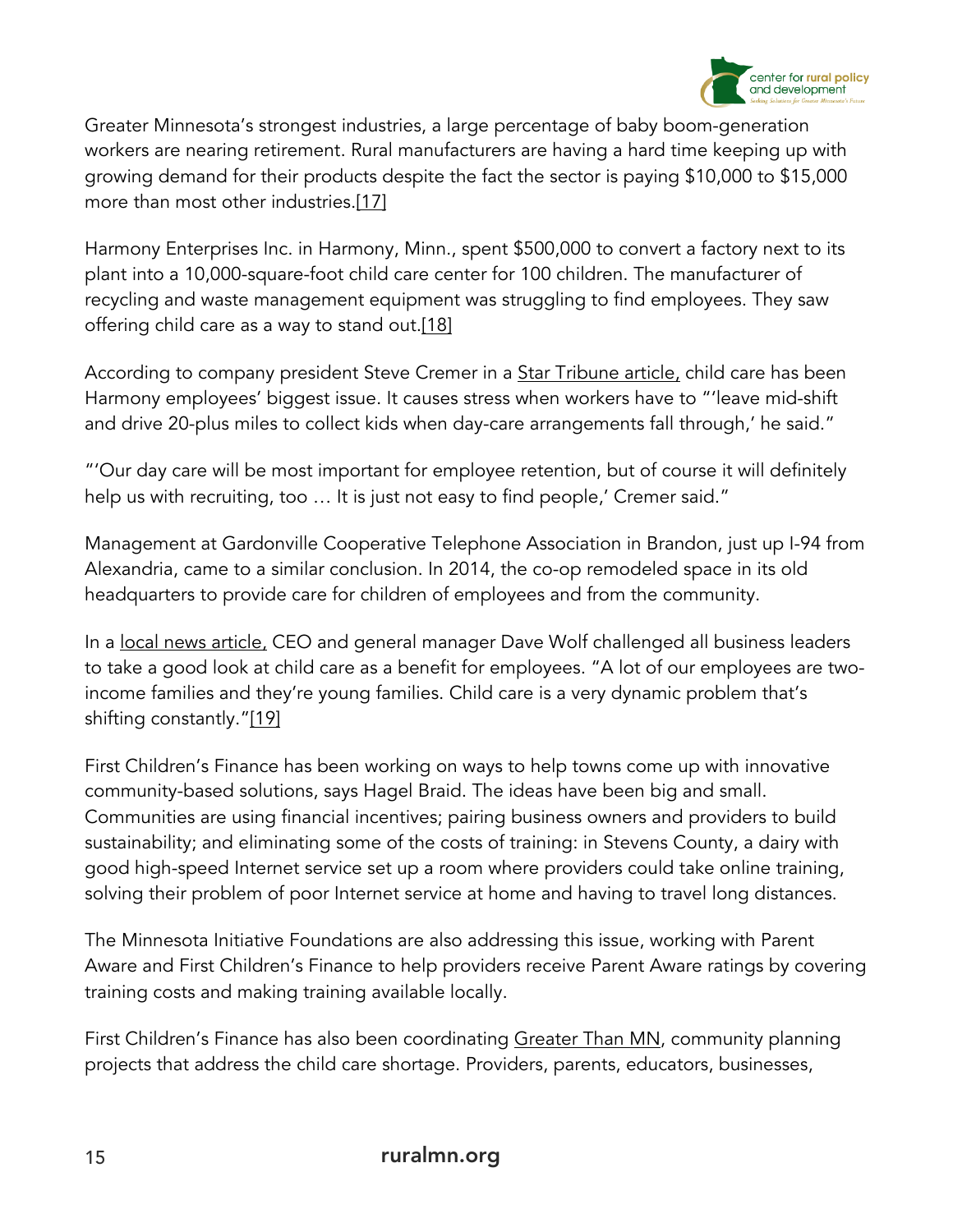Greater Minnesota's strongest industries, a large percentage of baby boom-generation workers are nearing retirement. Rural manufacturers are having a hard time keeping up with growing demand for their products despite the fact the sector is paying $10,000 to $15,000 more than most other industries.[17]

Harmony Enterprises Inc. in Harmony, Minn., spent $500,000 to convert a factory next to its plant into a 10,000-square-foot child care center for 100 children. The manufacturer of recycling and waste management equipment was struggling to find employees. They saw offering child care as a way to stand out.[18]

According to company president Steve Cremer in a Star Tribune article, child care has been Harmony employees' biggest issue. It causes stress when workers have to "'leave mid-shift and drive 20-plus miles to collect kids when day-care arrangements fall through,' he said."

"'Our day care will be most important for employee retention, but of course it will definitely help us with recruiting, too … It is just not easy to find people,' Cremer said."

Management at Gardonville Cooperative Telephone Association in Brandon, just up I-94 from Alexandria, came to a similar conclusion. In 2014, the co-op remodeled space in its old headquarters to provide care for children of employees and from the community.

In a local news article, CEO and general manager Dave Wolf challenged all business leaders to take a good look at child care as a benefit for employees. "A lot of our employees are two-income families and they're young families. Child care is a very dynamic problem that's shifting constantly."[19]

First Children's Finance has been working on ways to help towns come up with innovative community-based solutions, says Hagel Braid. The ideas have been big and small. Communities are using financial incentives; pairing business owners and providers to build sustainability; and eliminating some of the costs of training: in Stevens County, a dairy with good high-speed Internet service set up a room where providers could take online training, solving their problem of poor Internet service at home and having to travel long distances.

The Minnesota Initiative Foundations are also addressing this issue, working with Parent Aware and First Children's Finance to help providers receive Parent Aware ratings by covering training costs and making training available locally.

First Children's Finance has also been coordinating Greater Than MN, community planning projects that address the child care shortage. Providers, parents, educators, businesses,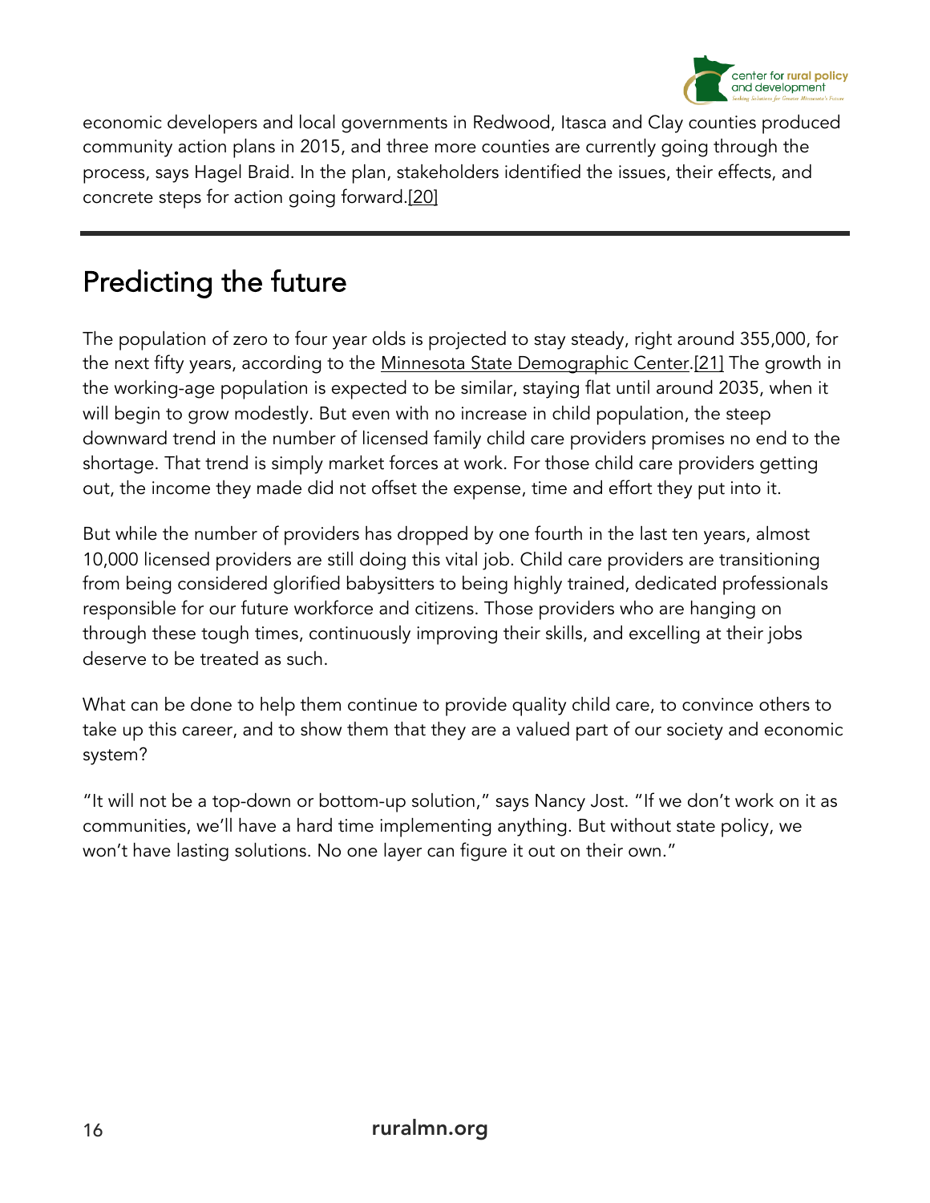economic developers and local governments in Redwood, Itasca and Clay counties produced community action plans in 2015, and three more counties are currently going through the process, says Hagel Braid. In the plan, stakeholders identified the issues, their effects, and concrete steps for action going forward.[20]

---

## Predicting the future

The population of zero to four year olds is projected to stay steady, right around 355,000, for the next fifty years, according to the Minnesota State Demographic Center.[21] The growth in the working-age population is expected to be similar, staying flat until around 2035, when it will begin to grow modestly. But even with no increase in child population, the steep downward trend in the number of licensed family child care providers promises no end to the shortage. That trend is simply market forces at work. For those child care providers getting out, the income they made did not offset the expense, time and effort they put into it.

But while the number of providers has dropped by one fourth in the last ten years, almost 10,000 licensed providers are still doing this vital job. Child care providers are transitioning from being considered glorified babysitters to being highly trained, dedicated professionals responsible for our future workforce and citizens. Those providers who are hanging on through these tough times, continuously improving their skills, and excelling at their jobs deserve to be treated as such.

What can be done to help them continue to provide quality child care, to convince others to take up this career, and to show them that they are a valued part of our society and economic system?

"It will not be a top-down or bottom-up solution," says Nancy Jost. "If we don't work on it as communities, we'll have a hard time implementing anything. But without state policy, we won't have lasting solutions. No one layer can figure it out on their own."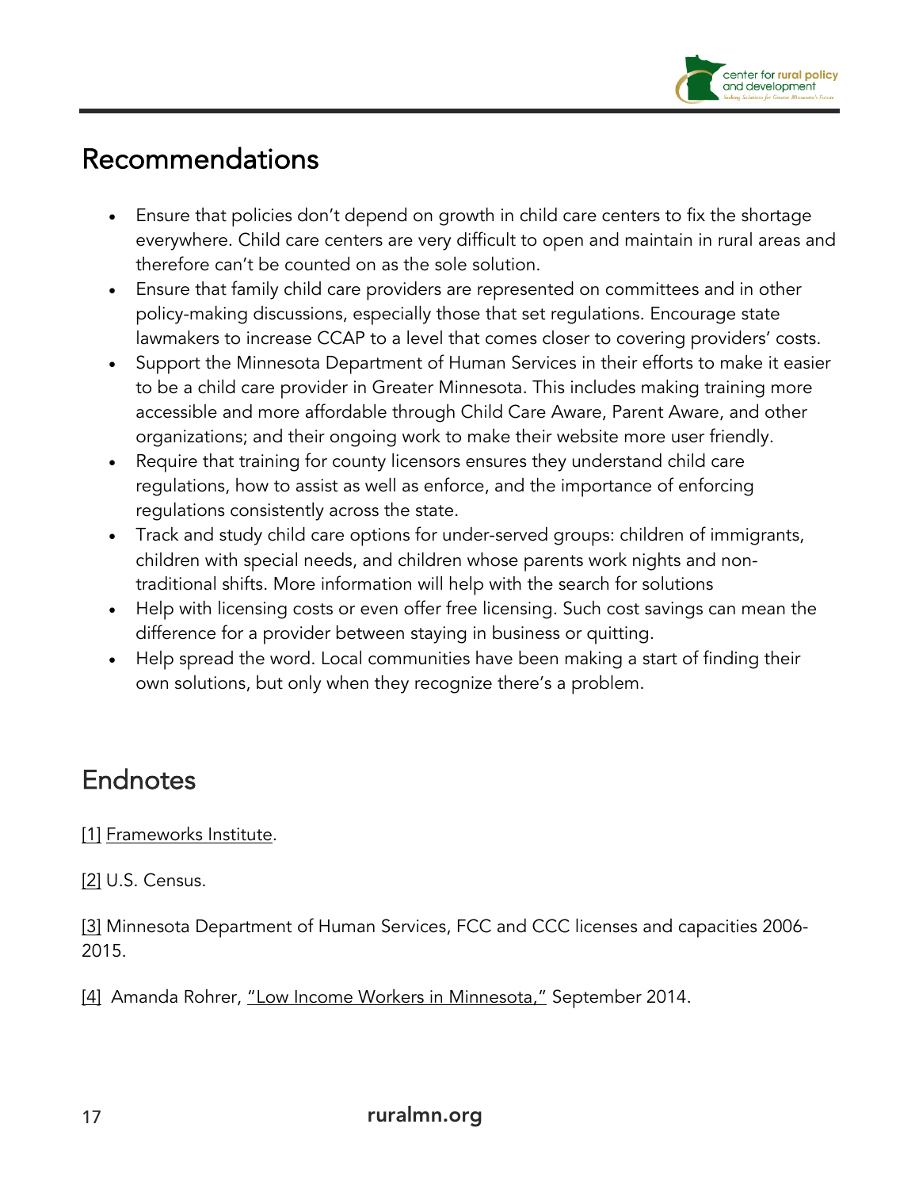## Recommendations

- Ensure that policies don't depend on growth in child care centers to fix the shortage everywhere. Child care centers are very difficult to open and maintain in rural areas and therefore can't be counted on as the sole solution.
- Ensure that family child care providers are represented on committees and in other policy-making discussions, especially those that set regulations. Encourage state lawmakers to increase CCAP to a level that comes closer to covering providers' costs.
- Support the Minnesota Department of Human Services in their efforts to make it easier to be a child care provider in Greater Minnesota. This includes making training more accessible and more affordable through Child Care Aware, Parent Aware, and other organizations; and their ongoing work to make their website more user friendly.
- Require that training for county licensors ensures they understand child care regulations, how to assist as well as enforce, and the importance of enforcing regulations consistently across the state.
- Track and study child care options for under-served groups: children of immigrants, children with special needs, and children whose parents work nights and non-traditional shifts. More information will help with the search for solutions
- Help with licensing costs or even offer free licensing. Such cost savings can mean the difference for a provider between staying in business or quitting.
- Help spread the word. Local communities have been making a start of finding their own solutions, but only when they recognize there's a problem.

## Endnotes

[1] Frameworks Institute.

[2] U.S. Census.

[3] Minnesota Department of Human Services, FCC and CCC licenses and capacities 2006-2015.

[4] Amanda Rohrer, "Low Income Workers in Minnesota," September 2014.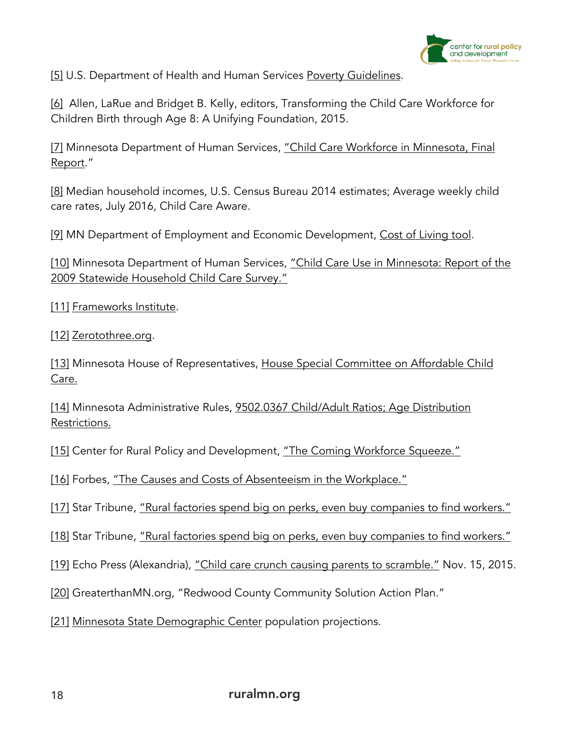[5] U.S. Department of Health and Human Services Poverty Guidelines.

[6] Allen, LaRue and Bridget B. Kelly, editors, Transforming the Child Care Workforce for Children Birth through Age 8: A Unifying Foundation, 2015.

[7] Minnesota Department of Human Services, "Child Care Workforce in Minnesota, Final Report."

[8] Median household incomes, U.S. Census Bureau 2014 estimates; Average weekly child care rates, July 2016, Child Care Aware.

[9] MN Department of Employment and Economic Development, Cost of Living tool.

[10] Minnesota Department of Human Services, "Child Care Use in Minnesota: Report of the 2009 Statewide Household Child Care Survey."

[11] Frameworks Institute.

[12] Zerotothree.org.

[13] Minnesota House of Representatives, House Special Committee on Affordable Child Care.

[14] Minnesota Administrative Rules, 9502.0367 Child/Adult Ratios; Age Distribution Restrictions.

[15] Center for Rural Policy and Development, "The Coming Workforce Squeeze."

[16] Forbes, "The Causes and Costs of Absenteeism in the Workplace."

[17] Star Tribune, "Rural factories spend big on perks, even buy companies to find workers."

[18] Star Tribune, "Rural factories spend big on perks, even buy companies to find workers."

[19] Echo Press (Alexandria), "Child care crunch causing parents to scramble." Nov. 15, 2015.

[20] GreaterthanMN.org, "Redwood County Community Solution Action Plan."

[21] Minnesota State Demographic Center population projections.